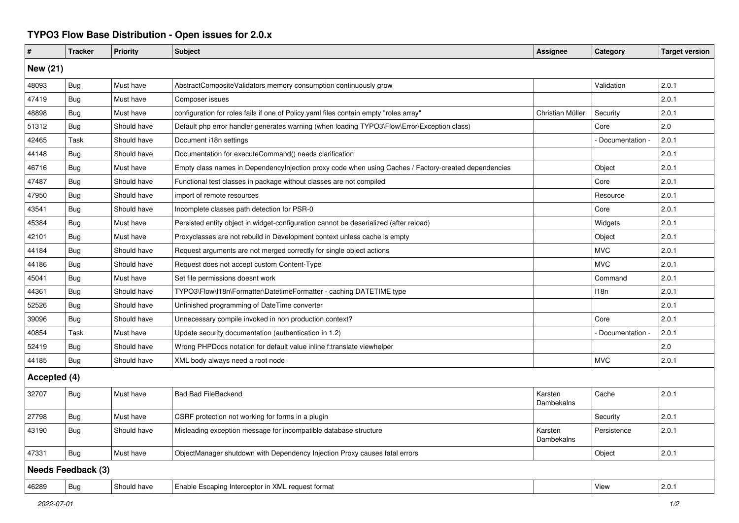# TYPO3 Flow Base Distribution - Open issues for 2.0.x

| # | Tracker | Priority | Subject | Assignee | Category | Target version |
|---|---|---|---|---|---|---|
| **New (21)** | | | | | | |
| 48093 | Bug | Must have | AbstractCompositeValidators memory consumption continuously grow | | Validation | 2.0.1 |
| 47419 | Bug | Must have | Composer issues | | | 2.0.1 |
| 48898 | Bug | Must have | configuration for roles fails if one of Policy.yaml files contain empty "roles array" | Christian Müller | Security | 2.0.1 |
| 51312 | Bug | Should have | Default php error handler generates warning (when loading TYPO3\Flow\Error\Exception class) | | Core | 2.0 |
| 42465 | Task | Should have | Document i18n settings | | - Documentation - | 2.0.1 |
| 44148 | Bug | Should have | Documentation for executeCommand() needs clarification | | | 2.0.1 |
| 46716 | Bug | Must have | Empty class names in DependencyInjection proxy code when using Caches / Factory-created dependencies | | Object | 2.0.1 |
| 47487 | Bug | Should have | Functional test classes in package without classes are not compiled | | Core | 2.0.1 |
| 47950 | Bug | Should have | import of remote resources | | Resource | 2.0.1 |
| 43541 | Bug | Should have | Incomplete classes path detection for PSR-0 | | Core | 2.0.1 |
| 45384 | Bug | Must have | Persisted entity object in widget-configuration cannot be deserialized (after reload) | | Widgets | 2.0.1 |
| 42101 | Bug | Must have | Proxyclasses are not rebuild in Development context unless cache is empty | | Object | 2.0.1 |
| 44184 | Bug | Should have | Request arguments are not merged correctly for single object actions | | MVC | 2.0.1 |
| 44186 | Bug | Should have | Request does not accept custom Content-Type | | MVC | 2.0.1 |
| 45041 | Bug | Must have | Set file permissions doesnt work | | Command | 2.0.1 |
| 44361 | Bug | Should have | TYPO3\Flow\I18n\Formatter\DatetimeFormatter - caching DATETIME type | | I18n | 2.0.1 |
| 52526 | Bug | Should have | Unfinished programming of DateTime converter | | | 2.0.1 |
| 39096 | Bug | Should have | Unnecessary compile invoked in non production context? | | Core | 2.0.1 |
| 40854 | Task | Must have | Update security documentation (authentication in 1.2) | | - Documentation - | 2.0.1 |
| 52419 | Bug | Should have | Wrong PHPDocs notation for default value inline f:translate viewhelper | | | 2.0 |
| 44185 | Bug | Should have | XML body always need a root node | | MVC | 2.0.1 |
| **Accepted (4)** | | | | | | |
| 32707 | Bug | Must have | Bad Bad FileBackend | Karsten Dambekalns | Cache | 2.0.1 |
| 27798 | Bug | Must have | CSRF protection not working for forms in a plugin | | Security | 2.0.1 |
| 43190 | Bug | Should have | Misleading exception message for incompatible database structure | Karsten Dambekalns | Persistence | 2.0.1 |
| 47331 | Bug | Must have | ObjectManager shutdown with Dependency Injection Proxy causes fatal errors | | Object | 2.0.1 |
| **Needs Feedback (3)** | | | | | | |
| 46289 | Bug | Should have | Enable Escaping Interceptor in XML request format | | View | 2.0.1 |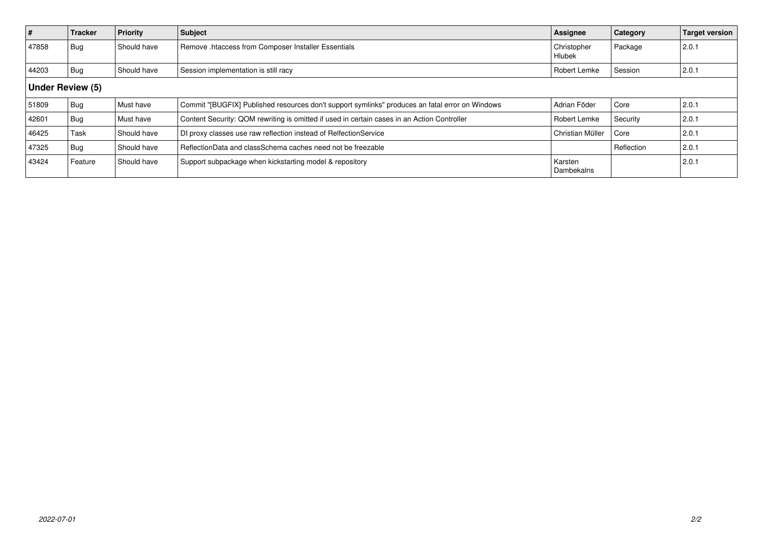| # | Tracker | Priority | Subject | Assignee | Category | Target version |
|---|---|---|---|---|---|---|
| 47858 | Bug | Should have | Remove .htaccess from Composer Installer Essentials | Christopher Hlubek | Package | 2.0.1 |
| 44203 | Bug | Should have | Session implementation is still racy | Robert Lemke | Session | 2.0.1 |
| **Under Review (5)** | | | | | | |
| 51809 | Bug | Must have | Commit "[BUGFIX] Published resources don't support symlinks" produces an fatal error on Windows | Adrian Föder | Core | 2.0.1 |
| 42601 | Bug | Must have | Content Security: QOM rewriting is omitted if used in certain cases in an Action Controller | Robert Lemke | Security | 2.0.1 |
| 46425 | Task | Should have | DI proxy classes use raw reflection instead of RelfectionService | Christian Müller | Core | 2.0.1 |
| 47325 | Bug | Should have | ReflectionData and classSchema caches need not be freezable | | Reflection | 2.0.1 |
| 43424 | Feature | Should have | Support subpackage when kickstarting model & repository | Karsten Dambekalns | | 2.0.1 |